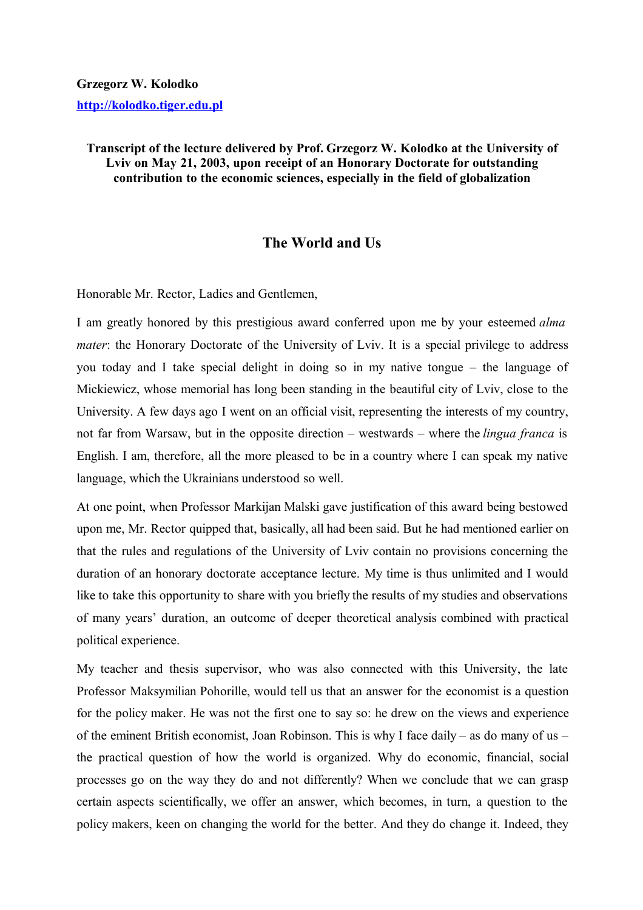**Grzegorz W. Kolodko**

http://kolodko.tiger.edu.pl

**Transcript of the lecture delivered by Prof. Grzegorz W. Kolodko at the University of Lviv on May 21, 2003, upon receipt of an Honorary Doctorate for outstanding contribution to the economic sciences, especially in the field of globalization**

## The World and Us

Honorable Mr. Rector, Ladies and Gentlemen,

I am greatly honored by this prestigious award conferred upon me by your esteemed *alma mater*: the Honorary Doctorate of the University of Lviv. It is a special privilege to address you today and I take special delight in doing so in my native tongue – the language of Mickiewicz, whose memorial has long been standing in the beautiful city of Lviv, close to the University. A few days ago I went on an official visit, representing the interests of my country, not far from Warsaw, but in the opposite direction – westwards – where the *lingua franca* is English. I am, therefore, all the more pleased to be in a country where I can speak my native language, which the Ukrainians understood so well.

At one point, when Professor Markijan Malski gave justification of this award being bestowed upon me, Mr. Rector quipped that, basically, all had been said. But he had mentioned earlier on that the rules and regulations of the University of Lviv contain no provisions concerning the duration of an honorary doctorate acceptance lecture. My time is thus unlimited and I would like to take this opportunity to share with you briefly the results of my studies and observations of many years' duration, an outcome of deeper theoretical analysis combined with practical political experience.

My teacher and thesis supervisor, who was also connected with this University, the late Professor Maksymilian Pohorille, would tell us that an answer for the economist is a question for the policy maker. He was not the first one to say so: he drew on the views and experience of the eminent British economist, Joan Robinson. This is why I face daily – as do many of us – the practical question of how the world is organized. Why do economic, financial, social processes go on the way they do and not differently? When we conclude that we can grasp certain aspects scientifically, we offer an answer, which becomes, in turn, a question to the policy makers, keen on changing the world for the better. And they do change it. Indeed, they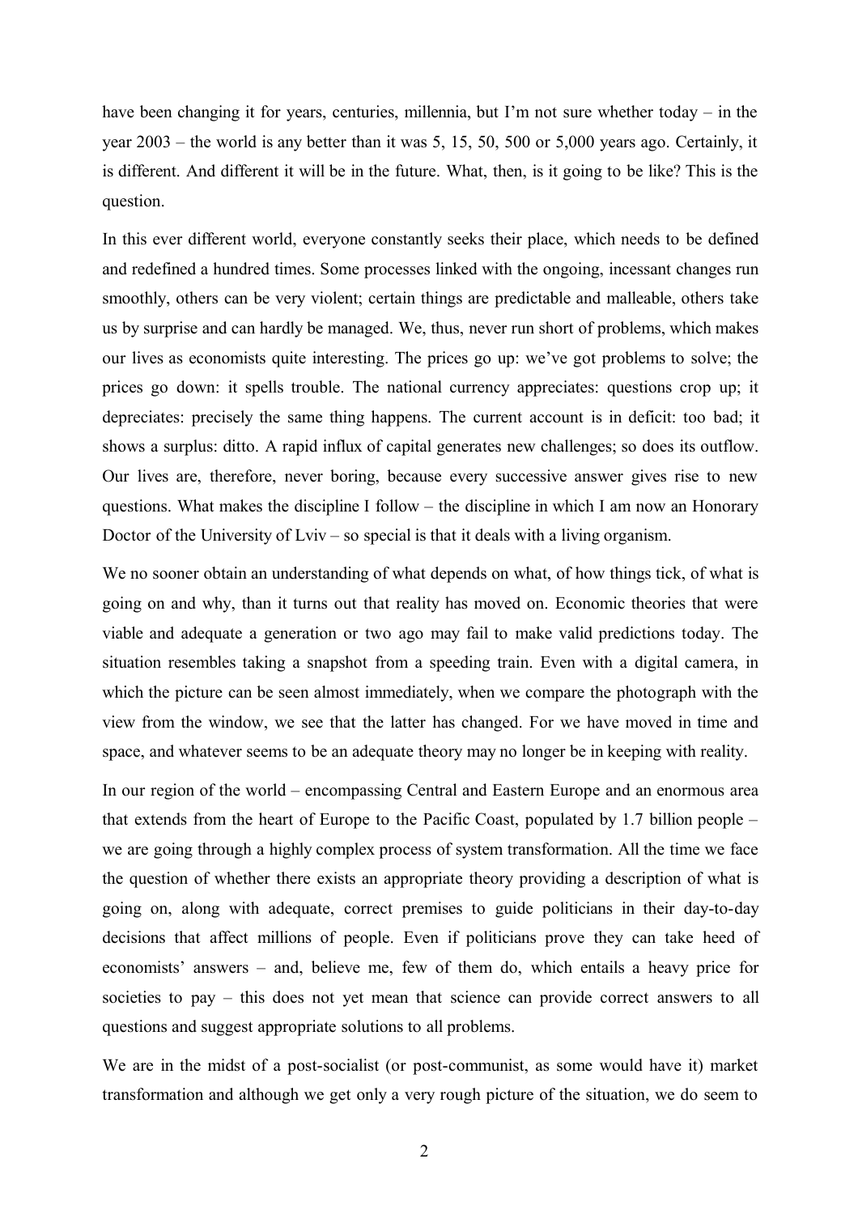have been changing it for years, centuries, millennia, but I'm not sure whether today – in the year 2003 – the world is any better than it was 5, 15, 50, 500 or 5,000 years ago. Certainly, it is different. And different it will be in the future. What, then, is it going to be like? This is the question.

In this ever different world, everyone constantly seeks their place, which needs to be defined and redefined a hundred times. Some processes linked with the ongoing, incessant changes run smoothly, others can be very violent; certain things are predictable and malleable, others take us by surprise and can hardly be managed. We, thus, never run short of problems, which makes our lives as economists quite interesting. The prices go up: we've got problems to solve; the prices go down: it spells trouble. The national currency appreciates: questions crop up; it depreciates: precisely the same thing happens. The current account is in deficit: too bad; it shows a surplus: ditto. A rapid influx of capital generates new challenges; so does its outflow. Our lives are, therefore, never boring, because every successive answer gives rise to new questions. What makes the discipline I follow – the discipline in which I am now an Honorary Doctor of the University of Lviv – so special is that it deals with a living organism.

We no sooner obtain an understanding of what depends on what, of how things tick, of what is going on and why, than it turns out that reality has moved on. Economic theories that were viable and adequate a generation or two ago may fail to make valid predictions today. The situation resembles taking a snapshot from a speeding train. Even with a digital camera, in which the picture can be seen almost immediately, when we compare the photograph with the view from the window, we see that the latter has changed. For we have moved in time and space, and whatever seems to be an adequate theory may no longer be in keeping with reality.

In our region of the world – encompassing Central and Eastern Europe and an enormous area that extends from the heart of Europe to the Pacific Coast, populated by 1.7 billion people – we are going through a highly complex process of system transformation. All the time we face the question of whether there exists an appropriate theory providing a description of what is going on, along with adequate, correct premises to guide politicians in their day-to-day decisions that affect millions of people. Even if politicians prove they can take heed of economists' answers – and, believe me, few of them do, which entails a heavy price for societies to pay – this does not yet mean that science can provide correct answers to all questions and suggest appropriate solutions to all problems.

We are in the midst of a post-socialist (or post-communist, as some would have it) market transformation and although we get only a very rough picture of the situation, we do seem to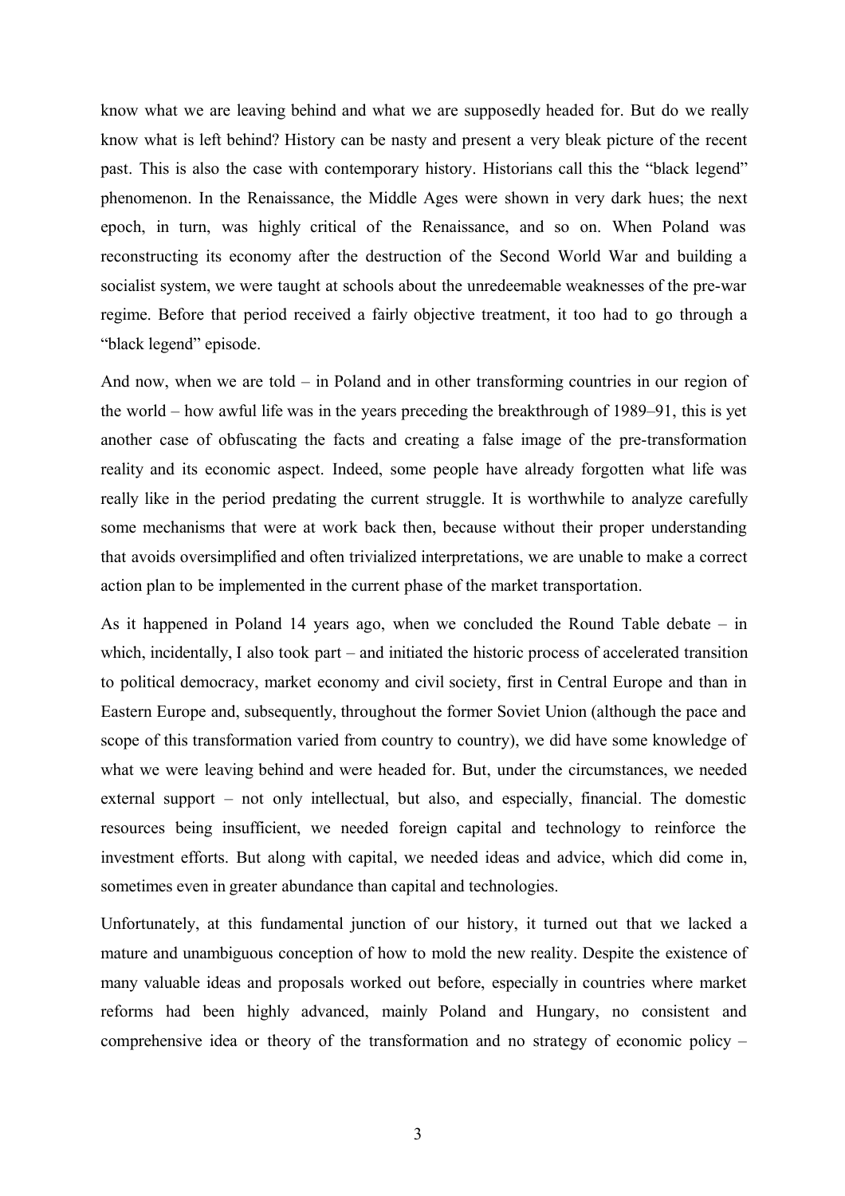know what we are leaving behind and what we are supposedly headed for. But do we really know what is left behind? History can be nasty and present a very bleak picture of the recent past. This is also the case with contemporary history. Historians call this the "black legend" phenomenon. In the Renaissance, the Middle Ages were shown in very dark hues; the next epoch, in turn, was highly critical of the Renaissance, and so on. When Poland was reconstructing its economy after the destruction of the Second World War and building a socialist system, we were taught at schools about the unredeemable weaknesses of the pre-war regime. Before that period received a fairly objective treatment, it too had to go through a "black legend" episode.

And now, when we are told – in Poland and in other transforming countries in our region of the world – how awful life was in the years preceding the breakthrough of 1989–91, this is yet another case of obfuscating the facts and creating a false image of the pre-transformation reality and its economic aspect. Indeed, some people have already forgotten what life was really like in the period predating the current struggle. It is worthwhile to analyze carefully some mechanisms that were at work back then, because without their proper understanding that avoids oversimplified and often trivialized interpretations, we are unable to make a correct action plan to be implemented in the current phase of the market transportation.

As it happened in Poland 14 years ago, when we concluded the Round Table debate – in which, incidentally, I also took part – and initiated the historic process of accelerated transition to political democracy, market economy and civil society, first in Central Europe and than in Eastern Europe and, subsequently, throughout the former Soviet Union (although the pace and scope of this transformation varied from country to country), we did have some knowledge of what we were leaving behind and were headed for. But, under the circumstances, we needed external support – not only intellectual, but also, and especially, financial. The domestic resources being insufficient, we needed foreign capital and technology to reinforce the investment efforts. But along with capital, we needed ideas and advice, which did come in, sometimes even in greater abundance than capital and technologies.

Unfortunately, at this fundamental junction of our history, it turned out that we lacked a mature and unambiguous conception of how to mold the new reality. Despite the existence of many valuable ideas and proposals worked out before, especially in countries where market reforms had been highly advanced, mainly Poland and Hungary, no consistent and comprehensive idea or theory of the transformation and no strategy of economic policy –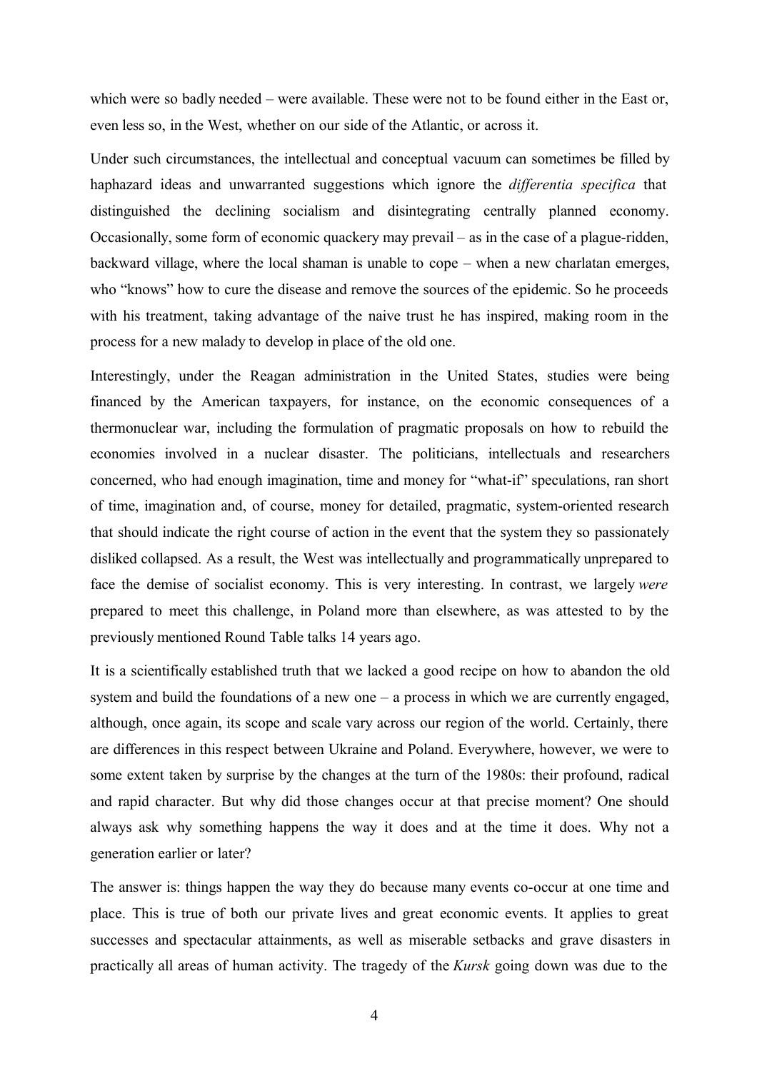which were so badly needed – were available. These were not to be found either in the East or, even less so, in the West, whether on our side of the Atlantic, or across it.

Under such circumstances, the intellectual and conceptual vacuum can sometimes be filled by haphazard ideas and unwarranted suggestions which ignore the *differentia specifica* that distinguished the declining socialism and disintegrating centrally planned economy. Occasionally, some form of economic quackery may prevail – as in the case of a plague-ridden, backward village, where the local shaman is unable to cope – when a new charlatan emerges, who "knows" how to cure the disease and remove the sources of the epidemic. So he proceeds with his treatment, taking advantage of the naive trust he has inspired, making room in the process for a new malady to develop in place of the old one.

Interestingly, under the Reagan administration in the United States, studies were being financed by the American taxpayers, for instance, on the economic consequences of a thermonuclear war, including the formulation of pragmatic proposals on how to rebuild the economies involved in a nuclear disaster. The politicians, intellectuals and researchers concerned, who had enough imagination, time and money for "what-if" speculations, ran short of time, imagination and, of course, money for detailed, pragmatic, system-oriented research that should indicate the right course of action in the event that the system they so passionately disliked collapsed. As a result, the West was intellectually and programmatically unprepared to face the demise of socialist economy. This is very interesting. In contrast, we largely *were* prepared to meet this challenge, in Poland more than elsewhere, as was attested to by the previously mentioned Round Table talks 14 years ago.

It is a scientifically established truth that we lacked a good recipe on how to abandon the old system and build the foundations of a new one – a process in which we are currently engaged, although, once again, its scope and scale vary across our region of the world. Certainly, there are differences in this respect between Ukraine and Poland. Everywhere, however, we were to some extent taken by surprise by the changes at the turn of the 1980s: their profound, radical and rapid character. But why did those changes occur at that precise moment? One should always ask why something happens the way it does and at the time it does. Why not a generation earlier or later?

The answer is: things happen the way they do because many events co-occur at one time and place. This is true of both our private lives and great economic events. It applies to great successes and spectacular attainments, as well as miserable setbacks and grave disasters in practically all areas of human activity. The tragedy of the *Kursk* going down was due to the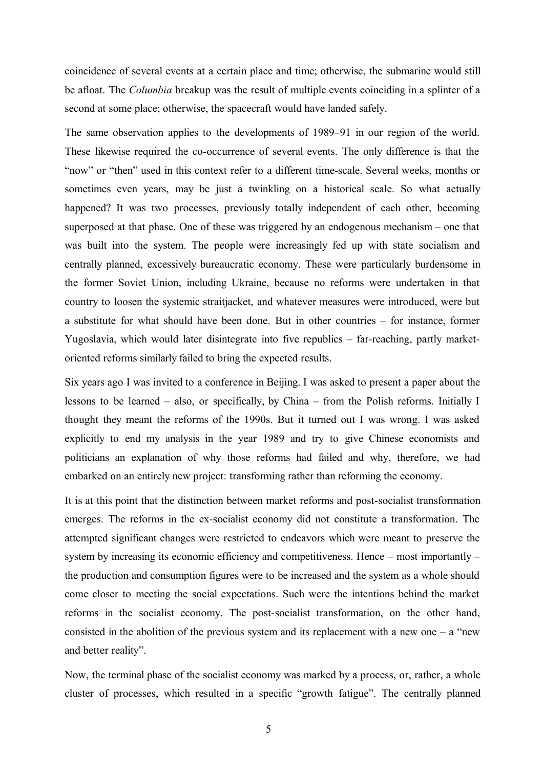coincidence of several events at a certain place and time; otherwise, the submarine would still be afloat. The *Columbia* breakup was the result of multiple events coinciding in a splinter of a second at some place; otherwise, the spacecraft would have landed safely.

The same observation applies to the developments of 1989–91 in our region of the world. These likewise required the co-occurrence of several events. The only difference is that the "now" or "then" used in this context refer to a different time-scale. Several weeks, months or sometimes even years, may be just a twinkling on a historical scale. So what actually happened? It was two processes, previously totally independent of each other, becoming superposed at that phase. One of these was triggered by an endogenous mechanism – one that was built into the system. The people were increasingly fed up with state socialism and centrally planned, excessively bureaucratic economy. These were particularly burdensome in the former Soviet Union, including Ukraine, because no reforms were undertaken in that country to loosen the systemic straitjacket, and whatever measures were introduced, were but a substitute for what should have been done. But in other countries – for instance, former Yugoslavia, which would later disintegrate into five republics – far-reaching, partly market-oriented reforms similarly failed to bring the expected results.

Six years ago I was invited to a conference in Beijing. I was asked to present a paper about the lessons to be learned – also, or specifically, by China – from the Polish reforms. Initially I thought they meant the reforms of the 1990s. But it turned out I was wrong. I was asked explicitly to end my analysis in the year 1989 and try to give Chinese economists and politicians an explanation of why those reforms had failed and why, therefore, we had embarked on an entirely new project: transforming rather than reforming the economy.

It is at this point that the distinction between market reforms and post-socialist transformation emerges. The reforms in the ex-socialist economy did not constitute a transformation. The attempted significant changes were restricted to endeavors which were meant to preserve the system by increasing its economic efficiency and competitiveness. Hence – most importantly – the production and consumption figures were to be increased and the system as a whole should come closer to meeting the social expectations. Such were the intentions behind the market reforms in the socialist economy. The post-socialist transformation, on the other hand, consisted in the abolition of the previous system and its replacement with a new one – a "new and better reality".

Now, the terminal phase of the socialist economy was marked by a process, or, rather, a whole cluster of processes, which resulted in a specific "growth fatigue". The centrally planned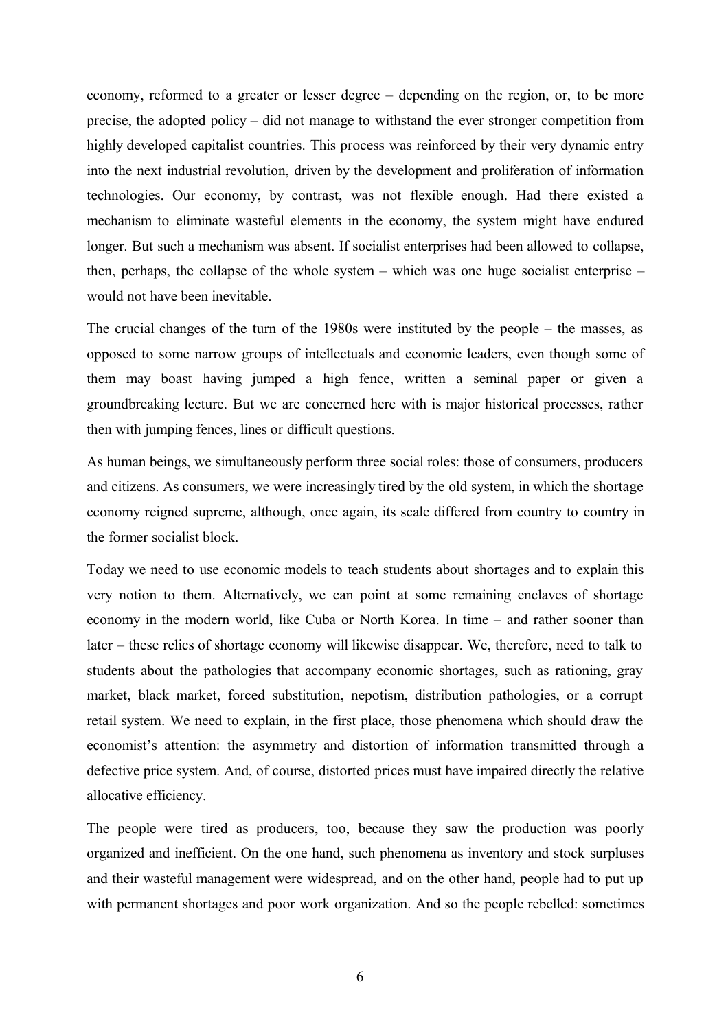economy, reformed to a greater or lesser degree – depending on the region, or, to be more precise, the adopted policy – did not manage to withstand the ever stronger competition from highly developed capitalist countries. This process was reinforced by their very dynamic entry into the next industrial revolution, driven by the development and proliferation of information technologies. Our economy, by contrast, was not flexible enough. Had there existed a mechanism to eliminate wasteful elements in the economy, the system might have endured longer. But such a mechanism was absent. If socialist enterprises had been allowed to collapse, then, perhaps, the collapse of the whole system – which was one huge socialist enterprise – would not have been inevitable.

The crucial changes of the turn of the 1980s were instituted by the people – the masses, as opposed to some narrow groups of intellectuals and economic leaders, even though some of them may boast having jumped a high fence, written a seminal paper or given a groundbreaking lecture. But we are concerned here with is major historical processes, rather then with jumping fences, lines or difficult questions.

As human beings, we simultaneously perform three social roles: those of consumers, producers and citizens. As consumers, we were increasingly tired by the old system, in which the shortage economy reigned supreme, although, once again, its scale differed from country to country in the former socialist block.

Today we need to use economic models to teach students about shortages and to explain this very notion to them. Alternatively, we can point at some remaining enclaves of shortage economy in the modern world, like Cuba or North Korea. In time – and rather sooner than later – these relics of shortage economy will likewise disappear. We, therefore, need to talk to students about the pathologies that accompany economic shortages, such as rationing, gray market, black market, forced substitution, nepotism, distribution pathologies, or a corrupt retail system. We need to explain, in the first place, those phenomena which should draw the economist's attention: the asymmetry and distortion of information transmitted through a defective price system. And, of course, distorted prices must have impaired directly the relative allocative efficiency.

The people were tired as producers, too, because they saw the production was poorly organized and inefficient. On the one hand, such phenomena as inventory and stock surpluses and their wasteful management were widespread, and on the other hand, people had to put up with permanent shortages and poor work organization. And so the people rebelled: sometimes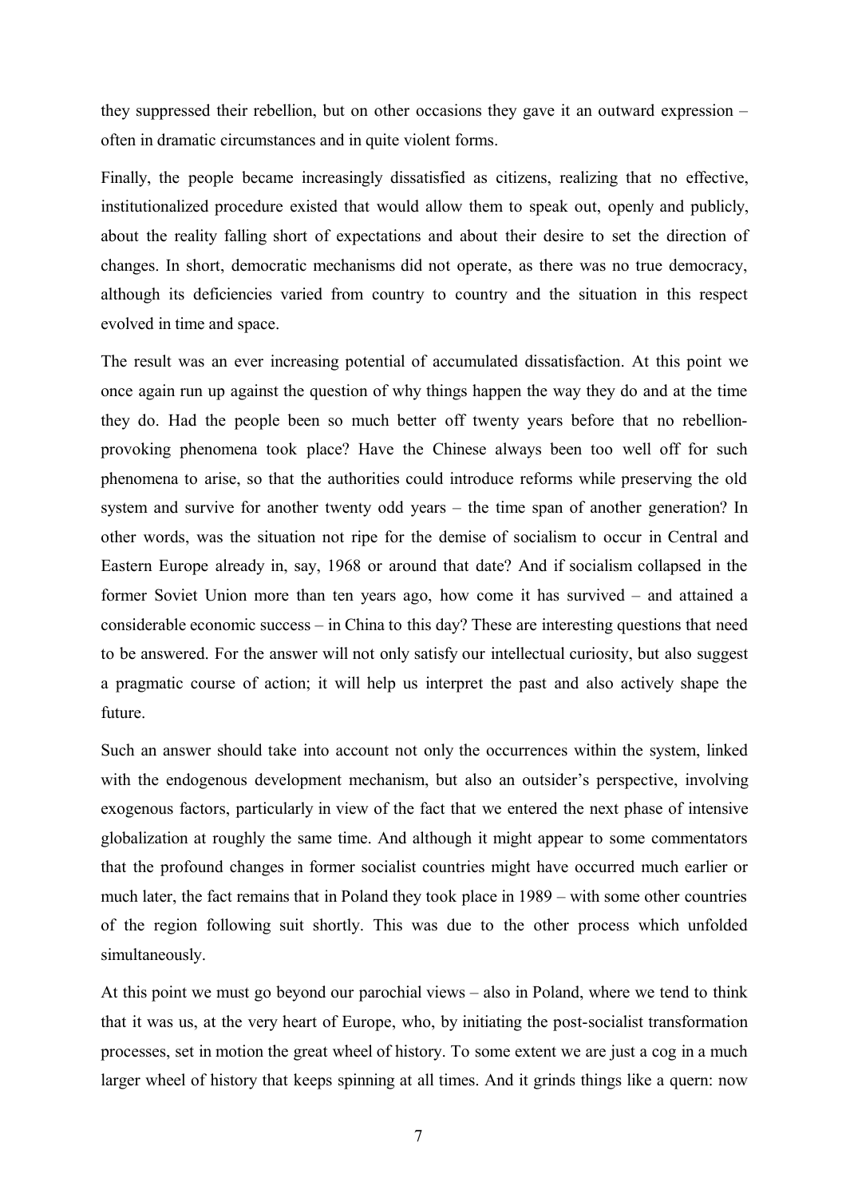they suppressed their rebellion, but on other occasions they gave it an outward expression – often in dramatic circumstances and in quite violent forms.

Finally, the people became increasingly dissatisfied as citizens, realizing that no effective, institutionalized procedure existed that would allow them to speak out, openly and publicly, about the reality falling short of expectations and about their desire to set the direction of changes. In short, democratic mechanisms did not operate, as there was no true democracy, although its deficiencies varied from country to country and the situation in this respect evolved in time and space.

The result was an ever increasing potential of accumulated dissatisfaction. At this point we once again run up against the question of why things happen the way they do and at the time they do. Had the people been so much better off twenty years before that no rebellion-provoking phenomena took place? Have the Chinese always been too well off for such phenomena to arise, so that the authorities could introduce reforms while preserving the old system and survive for another twenty odd years – the time span of another generation? In other words, was the situation not ripe for the demise of socialism to occur in Central and Eastern Europe already in, say, 1968 or around that date? And if socialism collapsed in the former Soviet Union more than ten years ago, how come it has survived – and attained a considerable economic success – in China to this day? These are interesting questions that need to be answered. For the answer will not only satisfy our intellectual curiosity, but also suggest a pragmatic course of action; it will help us interpret the past and also actively shape the future.

Such an answer should take into account not only the occurrences within the system, linked with the endogenous development mechanism, but also an outsider's perspective, involving exogenous factors, particularly in view of the fact that we entered the next phase of intensive globalization at roughly the same time. And although it might appear to some commentators that the profound changes in former socialist countries might have occurred much earlier or much later, the fact remains that in Poland they took place in 1989 – with some other countries of the region following suit shortly. This was due to the other process which unfolded simultaneously.

At this point we must go beyond our parochial views – also in Poland, where we tend to think that it was us, at the very heart of Europe, who, by initiating the post-socialist transformation processes, set in motion the great wheel of history. To some extent we are just a cog in a much larger wheel of history that keeps spinning at all times. And it grinds things like a quern: now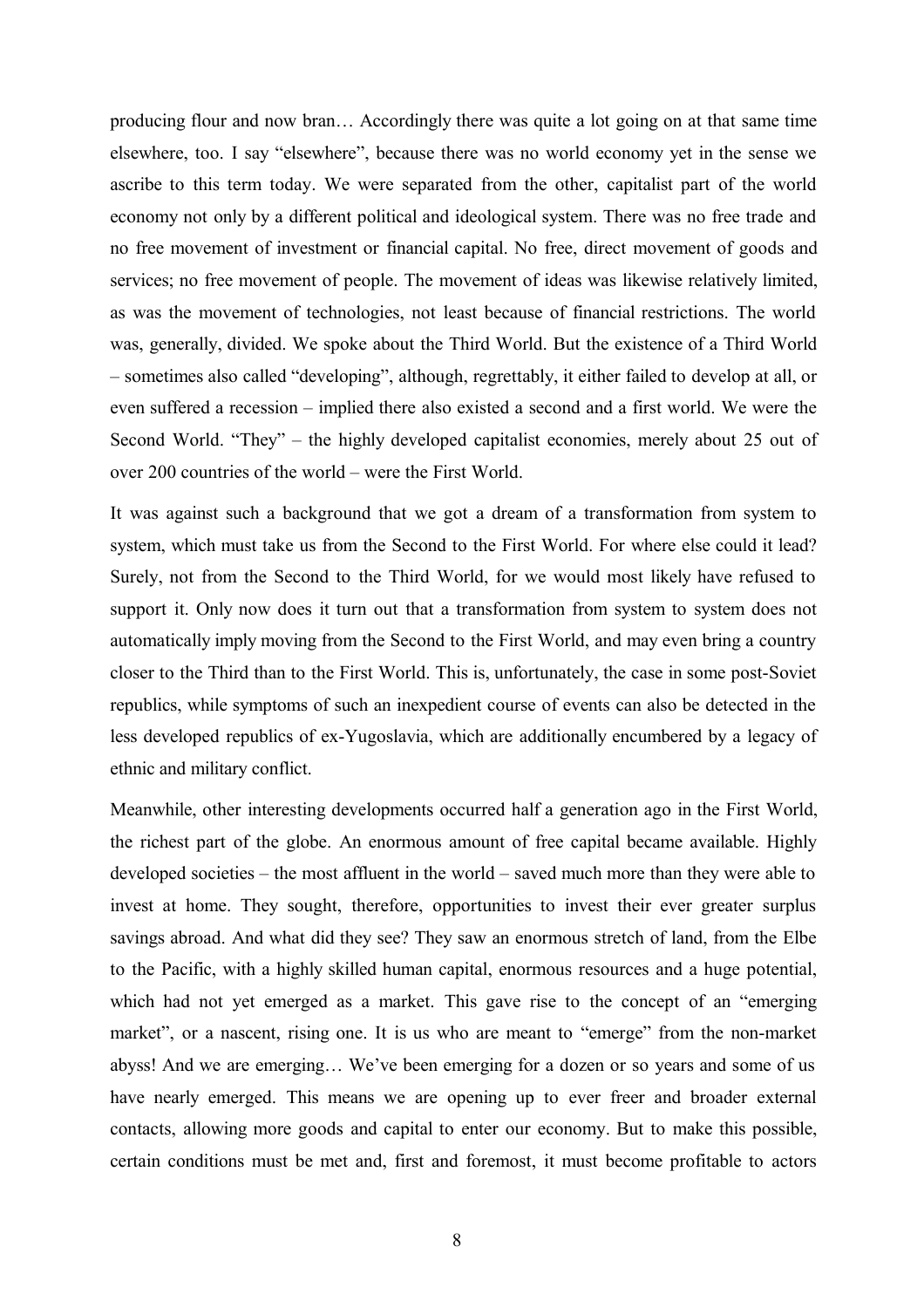producing flour and now bran… Accordingly there was quite a lot going on at that same time elsewhere, too. I say "elsewhere", because there was no world economy yet in the sense we ascribe to this term today. We were separated from the other, capitalist part of the world economy not only by a different political and ideological system. There was no free trade and no free movement of investment or financial capital. No free, direct movement of goods and services; no free movement of people. The movement of ideas was likewise relatively limited, as was the movement of technologies, not least because of financial restrictions. The world was, generally, divided. We spoke about the Third World. But the existence of a Third World – sometimes also called "developing", although, regrettably, it either failed to develop at all, or even suffered a recession – implied there also existed a second and a first world. We were the Second World. "They" – the highly developed capitalist economies, merely about 25 out of over 200 countries of the world – were the First World.

It was against such a background that we got a dream of a transformation from system to system, which must take us from the Second to the First World. For where else could it lead? Surely, not from the Second to the Third World, for we would most likely have refused to support it. Only now does it turn out that a transformation from system to system does not automatically imply moving from the Second to the First World, and may even bring a country closer to the Third than to the First World. This is, unfortunately, the case in some post-Soviet republics, while symptoms of such an inexpedient course of events can also be detected in the less developed republics of ex-Yugoslavia, which are additionally encumbered by a legacy of ethnic and military conflict.

Meanwhile, other interesting developments occurred half a generation ago in the First World, the richest part of the globe. An enormous amount of free capital became available. Highly developed societies – the most affluent in the world – saved much more than they were able to invest at home. They sought, therefore, opportunities to invest their ever greater surplus savings abroad. And what did they see? They saw an enormous stretch of land, from the Elbe to the Pacific, with a highly skilled human capital, enormous resources and a huge potential, which had not yet emerged as a market. This gave rise to the concept of an "emerging market", or a nascent, rising one. It is us who are meant to "emerge" from the non-market abyss! And we are emerging… We've been emerging for a dozen or so years and some of us have nearly emerged. This means we are opening up to ever freer and broader external contacts, allowing more goods and capital to enter our economy. But to make this possible, certain conditions must be met and, first and foremost, it must become profitable to actors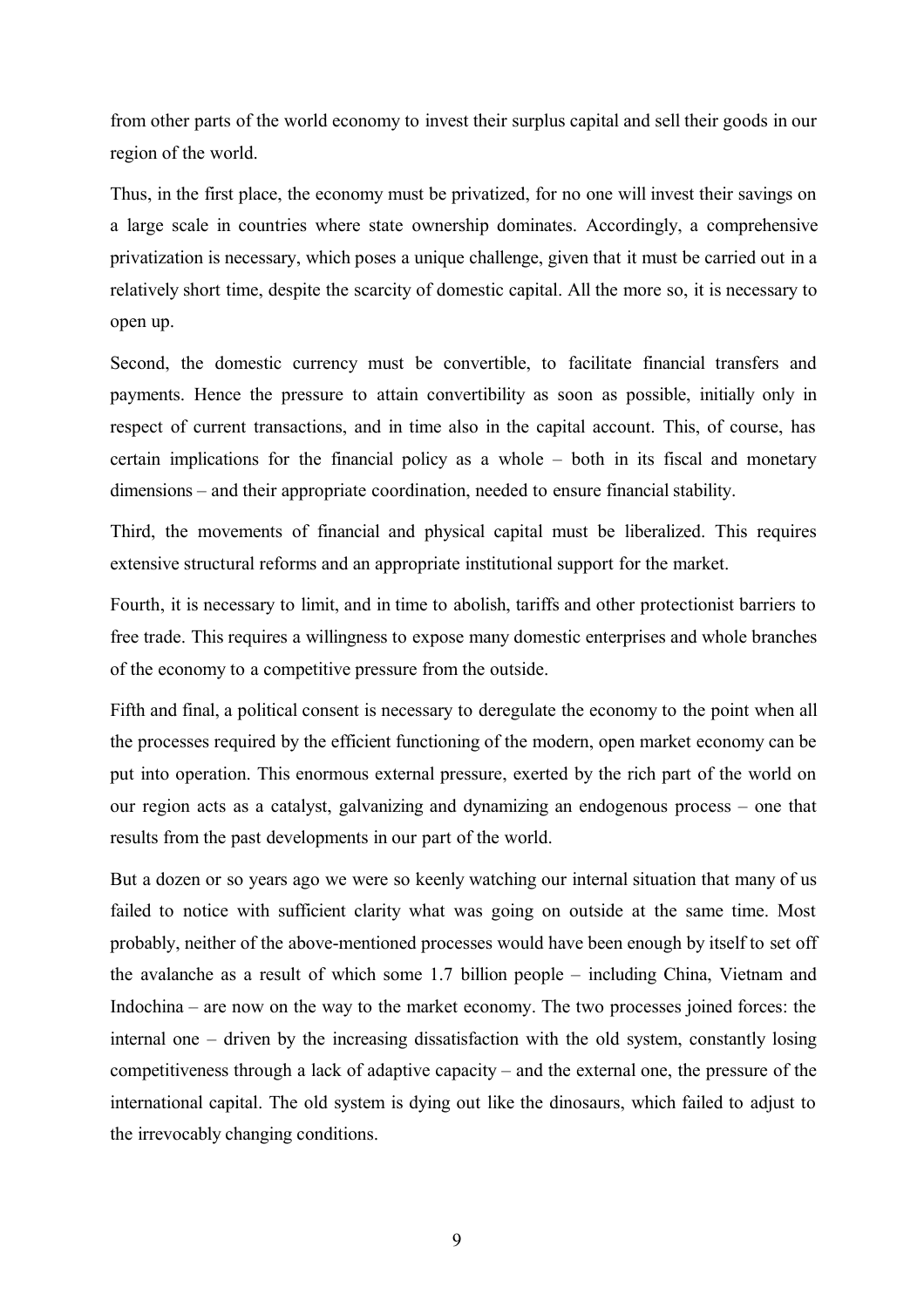from other parts of the world economy to invest their surplus capital and sell their goods in our region of the world.

Thus, in the first place, the economy must be privatized, for no one will invest their savings on a large scale in countries where state ownership dominates. Accordingly, a comprehensive privatization is necessary, which poses a unique challenge, given that it must be carried out in a relatively short time, despite the scarcity of domestic capital. All the more so, it is necessary to open up.

Second, the domestic currency must be convertible, to facilitate financial transfers and payments. Hence the pressure to attain convertibility as soon as possible, initially only in respect of current transactions, and in time also in the capital account. This, of course, has certain implications for the financial policy as a whole – both in its fiscal and monetary dimensions – and their appropriate coordination, needed to ensure financial stability.

Third, the movements of financial and physical capital must be liberalized. This requires extensive structural reforms and an appropriate institutional support for the market.

Fourth, it is necessary to limit, and in time to abolish, tariffs and other protectionist barriers to free trade. This requires a willingness to expose many domestic enterprises and whole branches of the economy to a competitive pressure from the outside.

Fifth and final, a political consent is necessary to deregulate the economy to the point when all the processes required by the efficient functioning of the modern, open market economy can be put into operation. This enormous external pressure, exerted by the rich part of the world on our region acts as a catalyst, galvanizing and dynamizing an endogenous process – one that results from the past developments in our part of the world.

But a dozen or so years ago we were so keenly watching our internal situation that many of us failed to notice with sufficient clarity what was going on outside at the same time. Most probably, neither of the above-mentioned processes would have been enough by itself to set off the avalanche as a result of which some 1.7 billion people – including China, Vietnam and Indochina – are now on the way to the market economy. The two processes joined forces: the internal one – driven by the increasing dissatisfaction with the old system, constantly losing competitiveness through a lack of adaptive capacity – and the external one, the pressure of the international capital. The old system is dying out like the dinosaurs, which failed to adjust to the irrevocably changing conditions.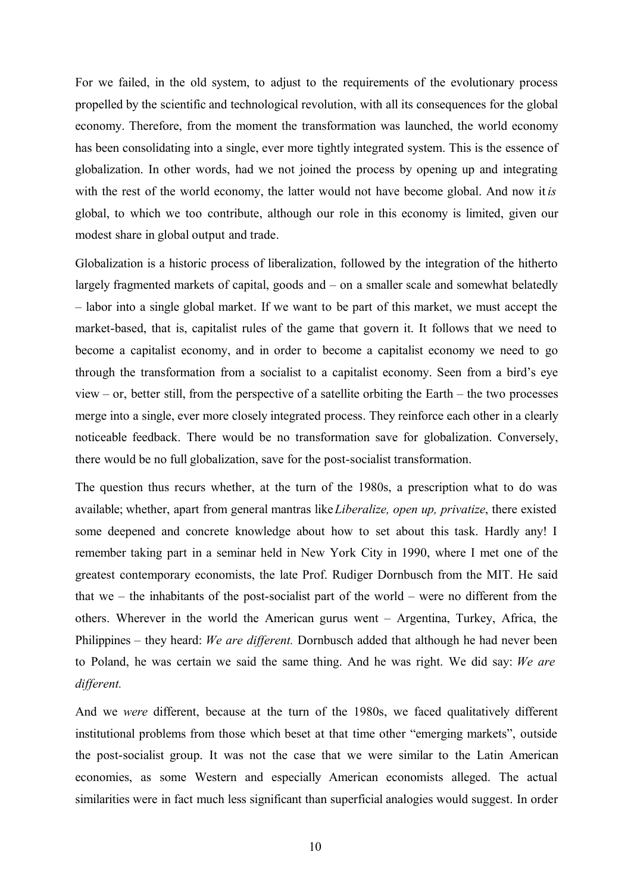For we failed, in the old system, to adjust to the requirements of the evolutionary process propelled by the scientific and technological revolution, with all its consequences for the global economy. Therefore, from the moment the transformation was launched, the world economy has been consolidating into a single, ever more tightly integrated system. This is the essence of globalization. In other words, had we not joined the process by opening up and integrating with the rest of the world economy, the latter would not have become global. And now it *is* global, to which we too contribute, although our role in this economy is limited, given our modest share in global output and trade.

Globalization is a historic process of liberalization, followed by the integration of the hitherto largely fragmented markets of capital, goods and – on a smaller scale and somewhat belatedly – labor into a single global market. If we want to be part of this market, we must accept the market-based, that is, capitalist rules of the game that govern it. It follows that we need to become a capitalist economy, and in order to become a capitalist economy we need to go through the transformation from a socialist to a capitalist economy. Seen from a bird's eye view – or, better still, from the perspective of a satellite orbiting the Earth – the two processes merge into a single, ever more closely integrated process. They reinforce each other in a clearly noticeable feedback. There would be no transformation save for globalization. Conversely, there would be no full globalization, save for the post-socialist transformation.

The question thus recurs whether, at the turn of the 1980s, a prescription what to do was available; whether, apart from general mantras like *Liberalize, open up, privatize*, there existed some deepened and concrete knowledge about how to set about this task. Hardly any! I remember taking part in a seminar held in New York City in 1990, where I met one of the greatest contemporary economists, the late Prof. Rudiger Dornbusch from the MIT. He said that we – the inhabitants of the post-socialist part of the world – were no different from the others. Wherever in the world the American gurus went – Argentina, Turkey, Africa, the Philippines – they heard: *We are different.* Dornbusch added that although he had never been to Poland, he was certain we said the same thing. And he was right. We did say: *We are different.*

And we *were* different, because at the turn of the 1980s, we faced qualitatively different institutional problems from those which beset at that time other "emerging markets", outside the post-socialist group. It was not the case that we were similar to the Latin American economies, as some Western and especially American economists alleged. The actual similarities were in fact much less significant than superficial analogies would suggest. In order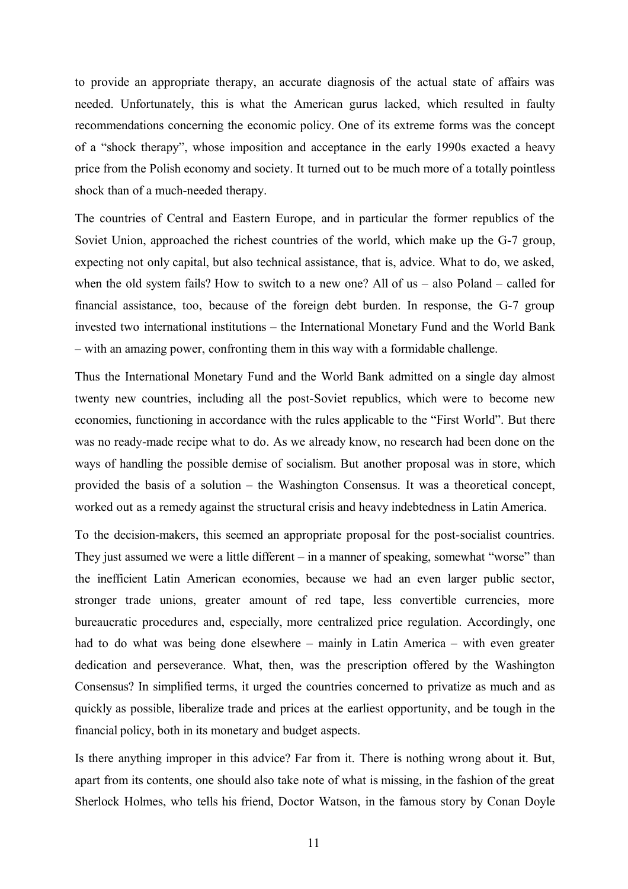to provide an appropriate therapy, an accurate diagnosis of the actual state of affairs was needed. Unfortunately, this is what the American gurus lacked, which resulted in faulty recommendations concerning the economic policy. One of its extreme forms was the concept of a "shock therapy", whose imposition and acceptance in the early 1990s exacted a heavy price from the Polish economy and society. It turned out to be much more of a totally pointless shock than of a much-needed therapy.

The countries of Central and Eastern Europe, and in particular the former republics of the Soviet Union, approached the richest countries of the world, which make up the G-7 group, expecting not only capital, but also technical assistance, that is, advice. What to do, we asked, when the old system fails? How to switch to a new one? All of us – also Poland – called for financial assistance, too, because of the foreign debt burden. In response, the G-7 group invested two international institutions – the International Monetary Fund and the World Bank – with an amazing power, confronting them in this way with a formidable challenge.

Thus the International Monetary Fund and the World Bank admitted on a single day almost twenty new countries, including all the post-Soviet republics, which were to become new economies, functioning in accordance with the rules applicable to the "First World". But there was no ready-made recipe what to do. As we already know, no research had been done on the ways of handling the possible demise of socialism. But another proposal was in store, which provided the basis of a solution – the Washington Consensus. It was a theoretical concept, worked out as a remedy against the structural crisis and heavy indebtedness in Latin America.

To the decision-makers, this seemed an appropriate proposal for the post-socialist countries. They just assumed we were a little different – in a manner of speaking, somewhat "worse" than the inefficient Latin American economies, because we had an even larger public sector, stronger trade unions, greater amount of red tape, less convertible currencies, more bureaucratic procedures and, especially, more centralized price regulation. Accordingly, one had to do what was being done elsewhere – mainly in Latin America – with even greater dedication and perseverance. What, then, was the prescription offered by the Washington Consensus? In simplified terms, it urged the countries concerned to privatize as much and as quickly as possible, liberalize trade and prices at the earliest opportunity, and be tough in the financial policy, both in its monetary and budget aspects.

Is there anything improper in this advice? Far from it. There is nothing wrong about it. But, apart from its contents, one should also take note of what is missing, in the fashion of the great Sherlock Holmes, who tells his friend, Doctor Watson, in the famous story by Conan Doyle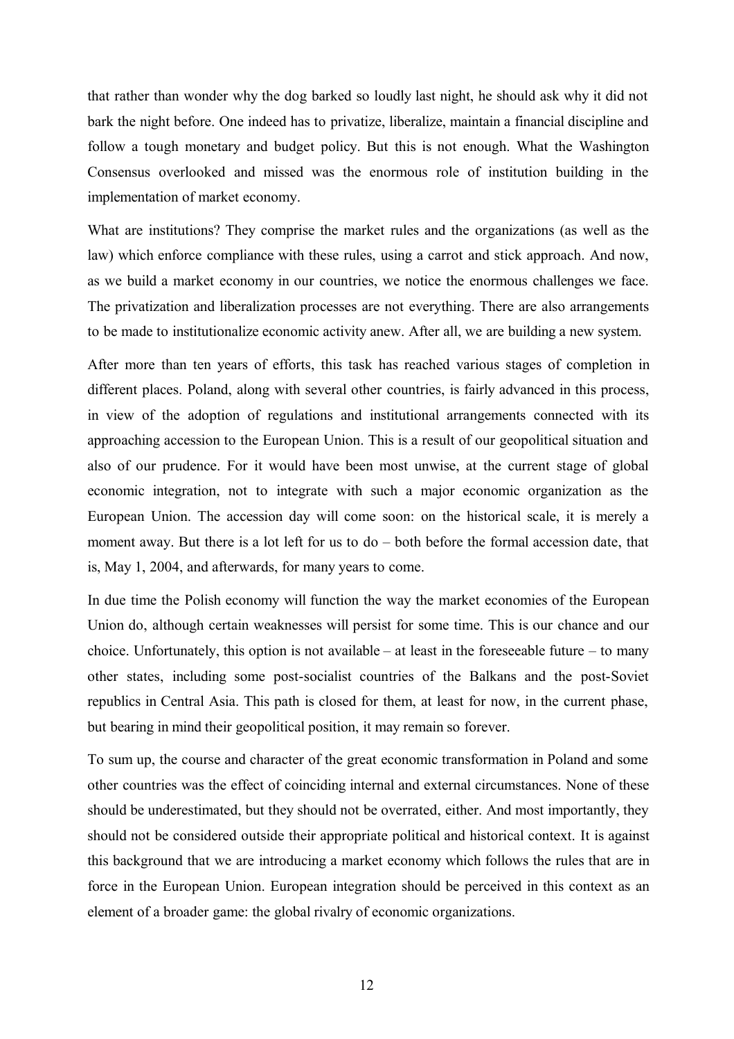that rather than wonder why the dog barked so loudly last night, he should ask why it did not bark the night before. One indeed has to privatize, liberalize, maintain a financial discipline and follow a tough monetary and budget policy. But this is not enough. What the Washington Consensus overlooked and missed was the enormous role of institution building in the implementation of market economy.

What are institutions? They comprise the market rules and the organizations (as well as the law) which enforce compliance with these rules, using a carrot and stick approach. And now, as we build a market economy in our countries, we notice the enormous challenges we face. The privatization and liberalization processes are not everything. There are also arrangements to be made to institutionalize economic activity anew. After all, we are building a new system.

After more than ten years of efforts, this task has reached various stages of completion in different places. Poland, along with several other countries, is fairly advanced in this process, in view of the adoption of regulations and institutional arrangements connected with its approaching accession to the European Union. This is a result of our geopolitical situation and also of our prudence. For it would have been most unwise, at the current stage of global economic integration, not to integrate with such a major economic organization as the European Union. The accession day will come soon: on the historical scale, it is merely a moment away. But there is a lot left for us to do – both before the formal accession date, that is, May 1, 2004, and afterwards, for many years to come.

In due time the Polish economy will function the way the market economies of the European Union do, although certain weaknesses will persist for some time. This is our chance and our choice. Unfortunately, this option is not available – at least in the foreseeable future – to many other states, including some post-socialist countries of the Balkans and the post-Soviet republics in Central Asia. This path is closed for them, at least for now, in the current phase, but bearing in mind their geopolitical position, it may remain so forever.

To sum up, the course and character of the great economic transformation in Poland and some other countries was the effect of coinciding internal and external circumstances. None of these should be underestimated, but they should not be overrated, either. And most importantly, they should not be considered outside their appropriate political and historical context. It is against this background that we are introducing a market economy which follows the rules that are in force in the European Union. European integration should be perceived in this context as an element of a broader game: the global rivalry of economic organizations.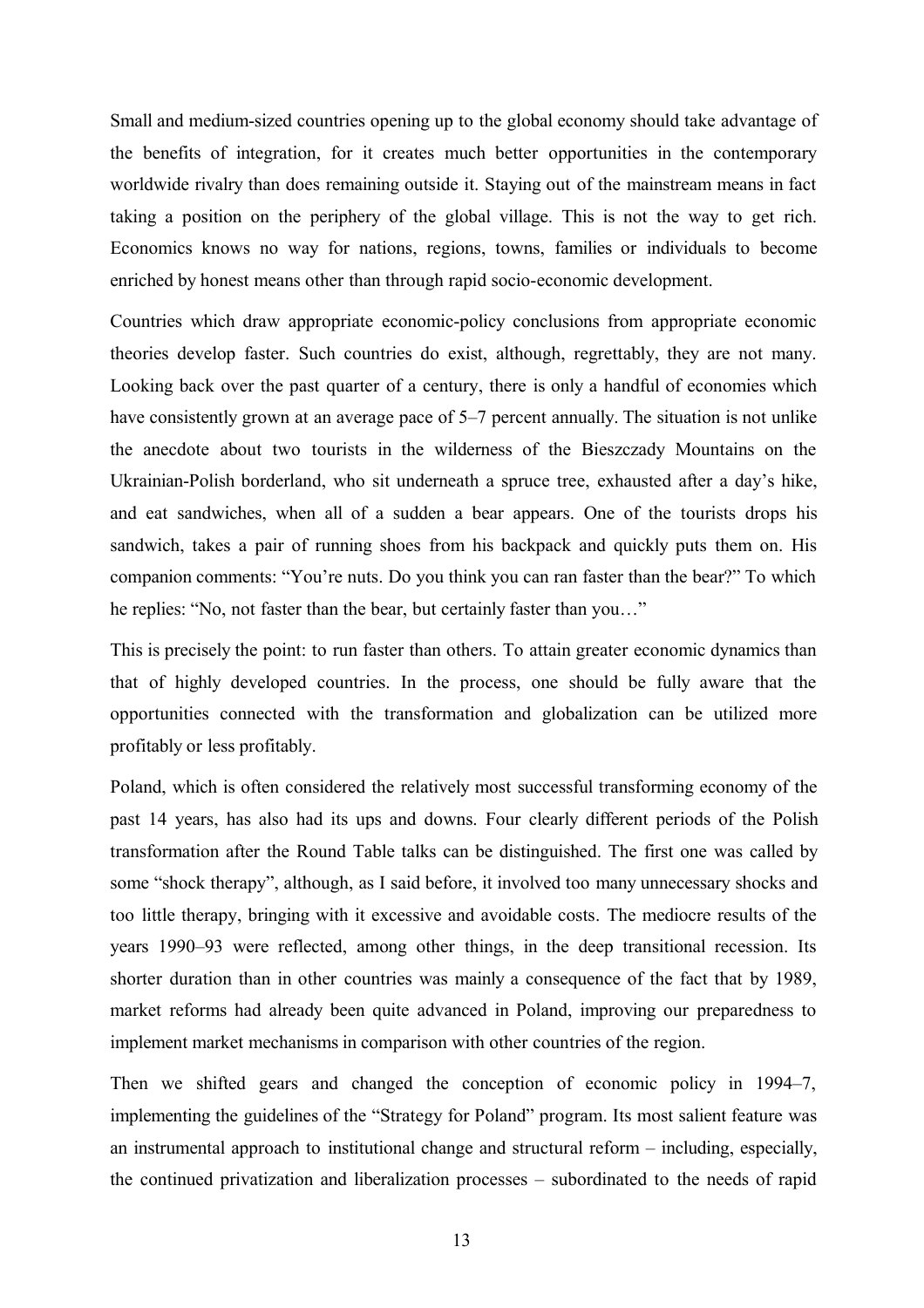Small and medium-sized countries opening up to the global economy should take advantage of the benefits of integration, for it creates much better opportunities in the contemporary worldwide rivalry than does remaining outside it. Staying out of the mainstream means in fact taking a position on the periphery of the global village. This is not the way to get rich. Economics knows no way for nations, regions, towns, families or individuals to become enriched by honest means other than through rapid socio-economic development.

Countries which draw appropriate economic-policy conclusions from appropriate economic theories develop faster. Such countries do exist, although, regrettably, they are not many. Looking back over the past quarter of a century, there is only a handful of economies which have consistently grown at an average pace of 5–7 percent annually. The situation is not unlike the anecdote about two tourists in the wilderness of the Bieszczady Mountains on the Ukrainian-Polish borderland, who sit underneath a spruce tree, exhausted after a day's hike, and eat sandwiches, when all of a sudden a bear appears. One of the tourists drops his sandwich, takes a pair of running shoes from his backpack and quickly puts them on. His companion comments: "You're nuts. Do you think you can ran faster than the bear?" To which he replies: "No, not faster than the bear, but certainly faster than you…"

This is precisely the point: to run faster than others. To attain greater economic dynamics than that of highly developed countries. In the process, one should be fully aware that the opportunities connected with the transformation and globalization can be utilized more profitably or less profitably.

Poland, which is often considered the relatively most successful transforming economy of the past 14 years, has also had its ups and downs. Four clearly different periods of the Polish transformation after the Round Table talks can be distinguished. The first one was called by some "shock therapy", although, as I said before, it involved too many unnecessary shocks and too little therapy, bringing with it excessive and avoidable costs. The mediocre results of the years 1990–93 were reflected, among other things, in the deep transitional recession. Its shorter duration than in other countries was mainly a consequence of the fact that by 1989, market reforms had already been quite advanced in Poland, improving our preparedness to implement market mechanisms in comparison with other countries of the region.

Then we shifted gears and changed the conception of economic policy in 1994–7, implementing the guidelines of the "Strategy for Poland" program. Its most salient feature was an instrumental approach to institutional change and structural reform – including, especially, the continued privatization and liberalization processes – subordinated to the needs of rapid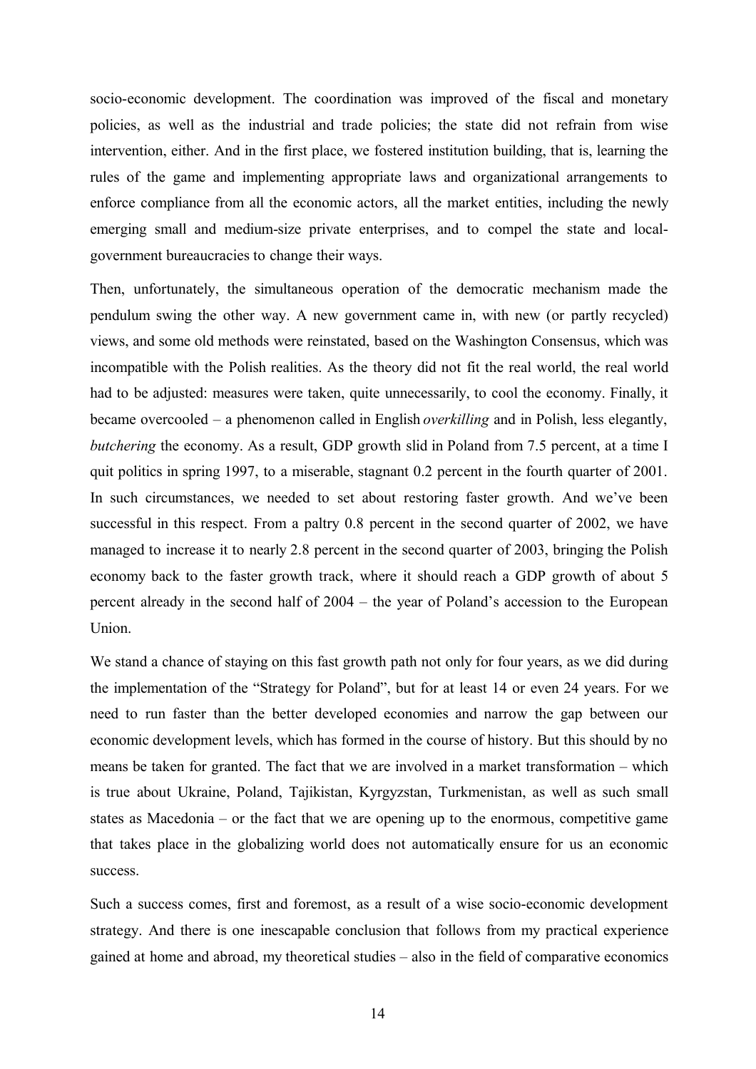socio-economic development. The coordination was improved of the fiscal and monetary policies, as well as the industrial and trade policies; the state did not refrain from wise intervention, either. And in the first place, we fostered institution building, that is, learning the rules of the game and implementing appropriate laws and organizational arrangements to enforce compliance from all the economic actors, all the market entities, including the newly emerging small and medium-size private enterprises, and to compel the state and local-government bureaucracies to change their ways.

Then, unfortunately, the simultaneous operation of the democratic mechanism made the pendulum swing the other way. A new government came in, with new (or partly recycled) views, and some old methods were reinstated, based on the Washington Consensus, which was incompatible with the Polish realities. As the theory did not fit the real world, the real world had to be adjusted: measures were taken, quite unnecessarily, to cool the economy. Finally, it became overcooled – a phenomenon called in English *overkilling* and in Polish, less elegantly, *butchering* the economy. As a result, GDP growth slid in Poland from 7.5 percent, at a time I quit politics in spring 1997, to a miserable, stagnant 0.2 percent in the fourth quarter of 2001. In such circumstances, we needed to set about restoring faster growth. And we've been successful in this respect. From a paltry 0.8 percent in the second quarter of 2002, we have managed to increase it to nearly 2.8 percent in the second quarter of 2003, bringing the Polish economy back to the faster growth track, where it should reach a GDP growth of about 5 percent already in the second half of 2004 – the year of Poland's accession to the European Union.

We stand a chance of staying on this fast growth path not only for four years, as we did during the implementation of the "Strategy for Poland", but for at least 14 or even 24 years. For we need to run faster than the better developed economies and narrow the gap between our economic development levels, which has formed in the course of history. But this should by no means be taken for granted. The fact that we are involved in a market transformation – which is true about Ukraine, Poland, Tajikistan, Kyrgyzstan, Turkmenistan, as well as such small states as Macedonia – or the fact that we are opening up to the enormous, competitive game that takes place in the globalizing world does not automatically ensure for us an economic success.

Such a success comes, first and foremost, as a result of a wise socio-economic development strategy. And there is one inescapable conclusion that follows from my practical experience gained at home and abroad, my theoretical studies – also in the field of comparative economics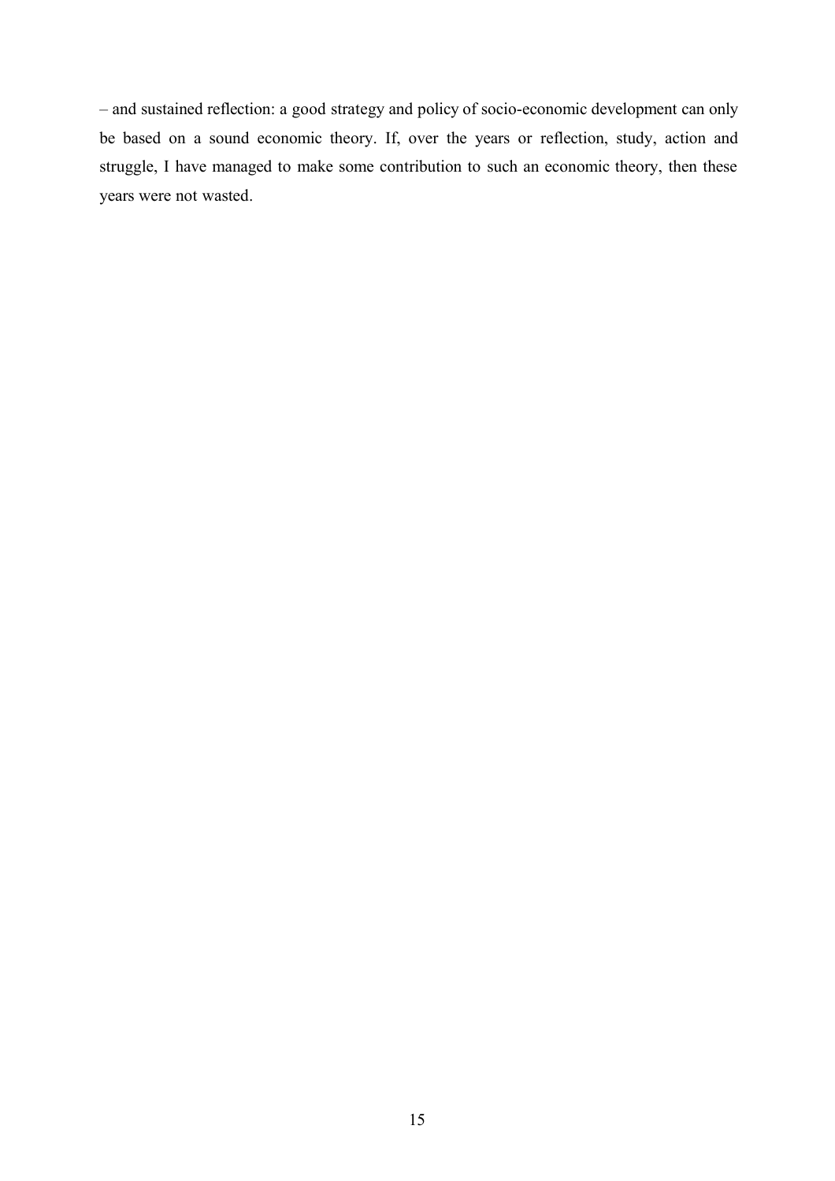– and sustained reflection: a good strategy and policy of socio-economic development can only be based on a sound economic theory. If, over the years or reflection, study, action and struggle, I have managed to make some contribution to such an economic theory, then these years were not wasted.